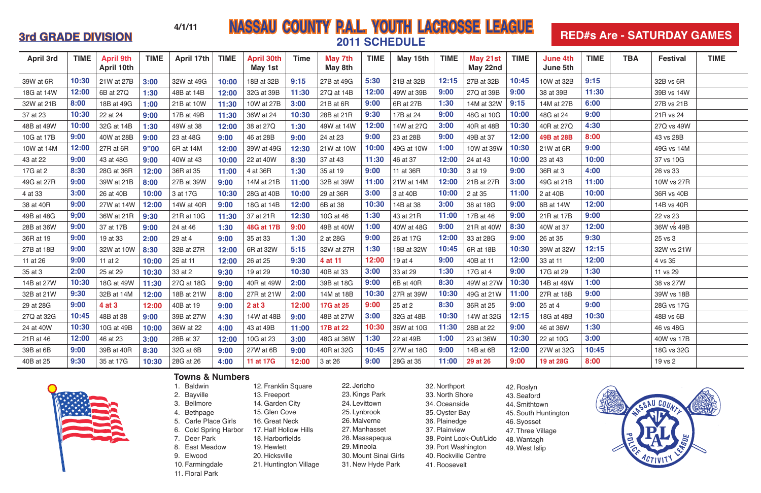**3rd GRADE DIVISION**

4/1/11

# NASSAU COUNTY P.A.L. YOUTH LACROSSE LEAGUE

## 2011 SCHEDULE

**RED#s Are - SATURDAY GAMES**

| April 3rd | TIME | April 9th April 10th | TIME | April 17th | TIME | April 30th May 1st | Time | May 7th May 8th | TIME | May 15th | TIME | May 21st May 22nd | TIME | June 4th June 5th | TIME | TBA | Festival | TIME |
|---|---|---|---|---|---|---|---|---|---|---|---|---|---|---|---|---|---|---|
| 39W at 6R | 10:30 | 21W at 27B | 3:00 | 32W at 49G | 10:00 | 18B at 32B | 9:15 | 27B at 49G | 5:30 | 21B at 32B | 12:15 | 27B at 32B | 10:45 | 10W at 32B | 9:15 | | 32B vs 6R | |
| 18G at 14W | 12:00 | 6B at 27Q | 1:30 | 48B at 14B | 12:00 | 32G at 39B | 11:30 | 27Q at 14B | 12:00 | 49W at 39B | 9:00 | 27Q at 39B | 9:00 | 38 at 39B | 11:30 | | 39B vs 14W | |
| 32W at 21B | 8:00 | 18B at 49G | 1:00 | 21B at 10W | 11:30 | 10W at 27B | 3:00 | 21B at 6R | 9:00 | 6R at 27B | 1:30 | 14M at 32W | 9:15 | 14M at 27B | 6:00 | | 27B vs 21B | |
| 37 at 23 | 10:30 | 22 at 24 | 9:00 | 17B at 49B | 11:30 | 36W at 24 | 10:30 | 28B at 21R | 9:30 | 17B at 24 | 9:00 | 48G at 10G | 10:00 | 48G at 24 | 9:00 | | 21R vs 24 | |
| 48B at 49W | 10:00 | 32G at 14B | 1:30 | 49W at 38 | 12:00 | 38 at 27Q | 1:30 | 49W at 14W | 12:00 | 14W at 27Q | 3:00 | 40R at 48B | 10:30 | 40R at 27Q | 4:30 | | 27Q vs 49W | |
| 10G at 17B | 9:00 | 40W at 28B | 9:00 | 23 at 48G | 9:00 | 46 at 28B | 9:00 | 24 at 23 | 9:00 | 23 at 28B | 9:00 | 49B at 37 | 12:00 | 49B at 28B | 8:00 | | 43 vs 28B | |
| 10W at 14M | 12:00 | 27R at 6R | 9"00 | 6R at 14M | 12:00 | 39W at 49G | 12:30 | 21W at 10W | 10:00 | 49G at 10W | 1:00 | 10W at 39W | 10:30 | 21W at 6R | 9:00 | | 49G vs 14M | |
| 43 at 22 | 9:00 | 43 at 48G | 9:00 | 40W at 43 | 10:00 | 22 at 40W | 8:30 | 37 at 43 | 11:30 | 46 at 37 | 12:00 | 24 at 43 | 10:00 | 23 at 43 | 10:00 | | 37 vs 10G | |
| 17G at 2 | 8:30 | 28G at 36R | 12:00 | 36R at 35 | 11:00 | 4 at 36R | 1:30 | 35 at 19 | 9:00 | 11 at 36R | 10:30 | 3 at 19 | 9:00 | 36R at 3 | 4:00 | | 26 vs 33 | |
| 49G at 27R | 9:00 | 39W at 21B | 8:00 | 27B at 39W | 9:00 | 14M at 21B | 11:00 | 32B at 39W | 11:00 | 21W at 14M | 12:00 | 21B at 27R | 3:00 | 49G at 21B | 11:00 | | 10W vs 27R | |
| 4 at 33 | 3:00 | 26 at 40B | 10:00 | 3 at 17G | 10:30 | 28G at 40B | 10:00 | 29 at 36R | 3:00 | 3 at 40B | 10:00 | 2 at 35 | 11:00 | 2 at 40B | 10:00 | | 36R vs 40B | |
| 38 at 40R | 9:00 | 27W at 14W | 12:00 | 14W at 40R | 9:00 | 18G at 14B | 12:00 | 6B at 38 | 10:30 | 14B at 38 | 3:00 | 38 at 18G | 9:00 | 6B at 14W | 12:00 | | 14B vs 40R | |
| 49B at 48G | 9:00 | 36W at 21R | 9:30 | 21R at 10G | 11:30 | 37 at 21R | 12:30 | 10G at 46 | 1:30 | 43 at 21R | 11:00 | 17B at 46 | 9:00 | 21R at 17B | 9:00 | | 22 vs 23 | |
| 28B at 36W | 9:00 | 37 at 17B | 9:00 | 24 at 46 | 1:30 | 48G at 17B | 9:00 | 49B at 40W | 1:00 | 40W at 48G | 9:00 | 21R at 40W | 8:30 | 40W at 37 | 12:00 | | 36W vs 49B | |
| 36R at 19 | 9:00 | 19 at 33 | 2:00 | 29 at 4 | 9:00 | 35 at 33 | 1:30 | 2 at 28G | 9:00 | 26 at 17G | 12:00 | 33 at 28G | 9:00 | 26 at 35 | 9:30 | | 25 vs 3 | |
| 27B at 18B | 9:00 | 32W at 10W | 8:30 | 32B at 27R | 12:00 | 6R at 32W | 5:15 | 32W at 27R | 1:30 | 18B at 32W | 10:45 | 6R at 18B | 10:30 | 39W at 32W | 12:15 | | 32W vs 21W | |
| 11 at 26 | 9:00 | 11 at 2 | 10:00 | 25 at 11 | 12:00 | 26 at 25 | 9:30 | 4 at 11 | 12:00 | 19 at 4 | 9:00 | 40B at 11 | 12:00 | 33 at 11 | 12:00 | | 4 vs 35 | |
| 35 at 3 | 2:00 | 25 at 29 | 10:30 | 33 at 2 | 9:30 | 19 at 29 | 10:30 | 40B at 33 | 3:00 | 33 at 29 | 1:30 | 17G at 4 | 9:00 | 17G at 29 | 1:30 | | 11 vs 29 | |
| 14B at 27W | 10:30 | 18G at 49W | 11:30 | 27Q at 18G | 9:00 | 40R at 49W | 2:00 | 39B at 18G | 9:00 | 6B at 40R | 8:30 | 49W at 27W | 10:30 | 14B at 49W | 1:00 | | 38 vs 27W | |
| 32B at 21W | 9:30 | 32B at 14M | 12:00 | 18B at 21W | 8:00 | 27R at 21W | 2:00 | 14M at 18B | 10:30 | 27R at 39W | 10:30 | 49G at 21W | 11:00 | 27R at 18B | 9:00 | | 39W vs 18B | |
| 29 at 28G | 9:00 | 4 at 3 | 12:00 | 40B at 19 | 9:00 | 2 at 3 | 12:00 | 17G at 25 | 9:00 | 25 at 2 | 8:30 | 36R at 25 | 9:00 | 25 at 4 | 9:00 | | 28G vs 17G | |
| 27Q at 32G | 10:45 | 48B at 38 | 9:00 | 39B at 27W | 4:30 | 14W at 48B | 9:00 | 48B at 27W | 3:00 | 32G at 48B | 10:30 | 14W at 32G | 12:15 | 18G at 48B | 10:30 | | 48B vs 6B | |
| 24 at 40W | 10:30 | 10G at 49B | 10:00 | 36W at 22 | 4:00 | 43 at 49B | 11:00 | 17B at 22 | 10:30 | 36W at 10G | 11:30 | 28B at 22 | 9:00 | 46 at 36W | 1:30 | | 46 vs 48G | |
| 21R at 46 | 12:00 | 46 at 23 | 3:00 | 28B at 37 | 12:00 | 10G at 23 | 3:00 | 48G at 36W | 1:30 | 22 at 49B | 1:00 | 23 at 36W | 10:30 | 22 at 10G | 3:00 | | 40W vs 17B | |
| 39B at 6B | 9:00 | 39B at 40R | 8:30 | 32G at 6B | 9:00 | 27W at 6B | 9:00 | 40R at 32G | 10:45 | 27W at 18G | 9:00 | 14B at 6B | 12:00 | 27W at 32G | 10:45 | | 18G vs 32G | |
| 40B at 25 | 9:30 | 35 at 17G | 10:30 | 28G at 26 | 4:00 | 11 at 17G | 12:00 | 3 at 26 | 9:00 | 28G at 35 | 11:00 | 29 at 26 | 9:00 | 19 at 28G | 8:00 | | 19 vs 2 | |

### Towns & Numbers

1. Baldwin
2. Bayville
3. Bellmore
4. Bethpage
5. Carle Place Girls
6. Cold Spring Harbor
7. Deer Park
8. East Meadow
9. Elwood
10. Farmingdale
11. Floral Park
12. Franklin Square
13. Freeport
14. Garden City
15. Glen Cove
16. Great Neck
17. Half Hollow Hills
18. Harborfields
19. Hewlett
20. Hicksville
21. Huntington Village
22. Jericho
23. Kings Park
24. Levittown
25. Lynbrook
26. Malverne
27. Manhasset
28. Massapequa
29. Mineola
30. Mount Sinai Girls
31. New Hyde Park
32. Northport
33. North Shore
34. Oceanside
35. Oyster Bay
36. Plainedge
37. Plainview
38. Point Look-Out/Lido
39. Port Washington
40. Rockville Centre
41. Roosevelt
42. Roslyn
43. Seaford
44. Smithtown
45. South Huntington
46. Syosset
47. Three Village
48. Wantagh
49. West Islip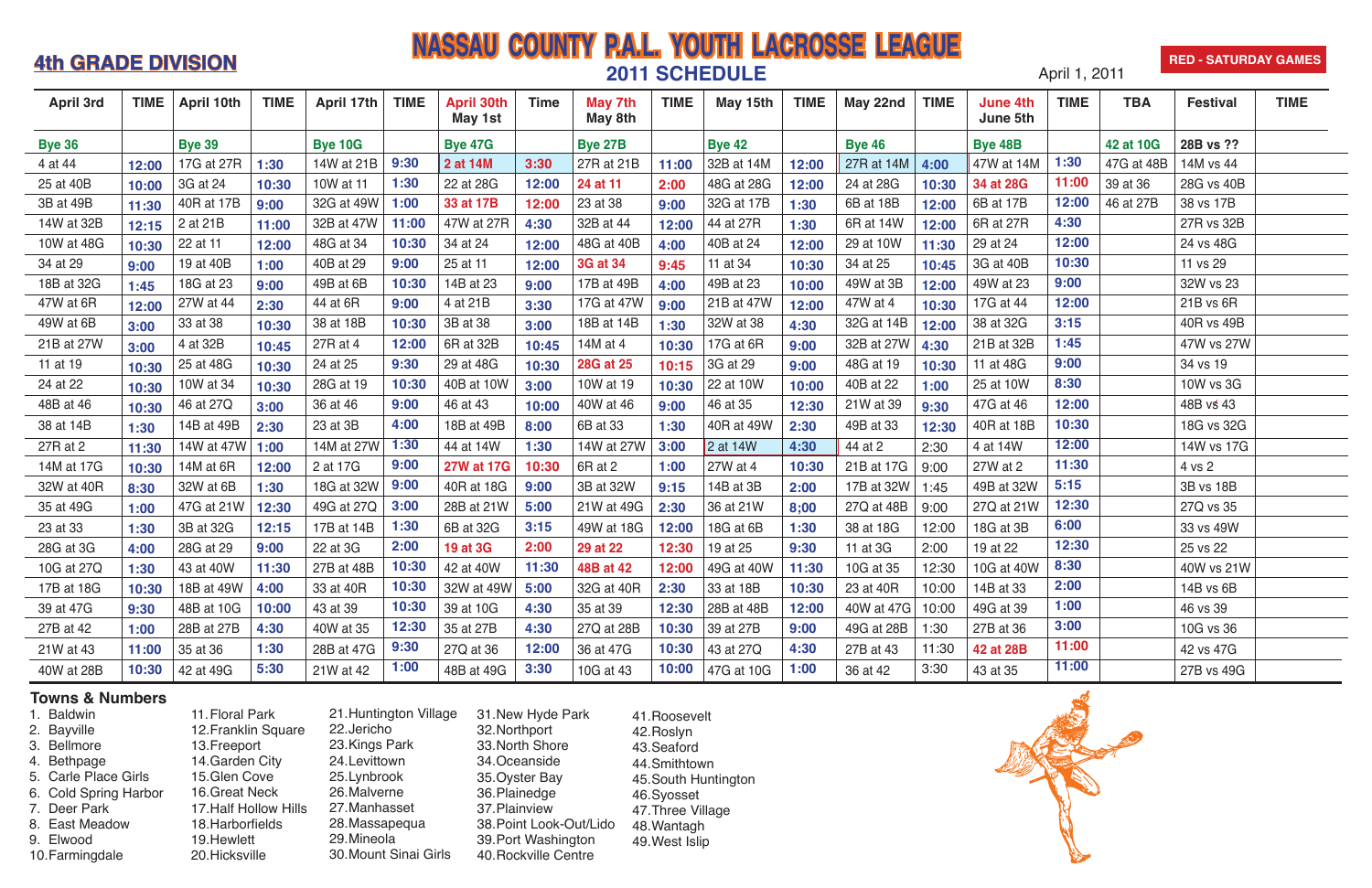**4th GRADE DIVISION**

# NASSAU COUNTY P.A.L. YOUTH LACROSSE LEAGUE

## 2011 SCHEDULE

April 1, 2011

**RED - SATURDAY GAMES**

| April 3rd | TIME | April 10th | TIME | April 17th | TIME | April 30th May 1st | Time | May 7th May 8th | TIME | May 15th | TIME | May 22nd | TIME | June 4th June 5th | TIME | TBA | Festival | TIME |
|---|---|---|---|---|---|---|---|---|---|---|---|---|---|---|---|---|---|---|
| Bye 36 | | Bye 39 | | Bye 10G | | Bye 47G | | Bye 27B | | Bye 42 | | Bye 46 | | Bye 48B | | 42 at 10G | 28B vs ?? | |
| 4 at 44 | 12:00 | 17G at 27R | 1:30 | 14W at 21B | 9:30 | 2 at 14M | 3:30 | 27R at 21B | 11:00 | 32B at 14M | 12:00 | 27R at 14M | 4:00 | 47W at 14M | 1:30 | 47G at 48B | 14M vs 44 | |
| 25 at 40B | 10:00 | 3G at 24 | 10:30 | 10W at 11 | 1:30 | 22 at 28G | 12:00 | 24 at 11 | 2:00 | 48G at 28G | 12:00 | 24 at 28G | 10:30 | 34 at 28G | 11:00 | 39 at 36 | 28G vs 40B | |
| 3B at 49B | 11:30 | 40R at 17B | 9:00 | 32G at 49W | 1:00 | 33 at 17B | 12:00 | 23 at 38 | 9:00 | 32G at 17B | 1:30 | 6B at 18B | 12:00 | 6B at 17B | 12:00 | 46 at 27B | 38 vs 17B | |
| 14W at 32B | 12:15 | 2 at 21B | 11:00 | 32B at 47W | 11:00 | 47W at 27R | 4:30 | 32B at 44 | 12:00 | 44 at 27R | 1:30 | 6R at 14W | 12:00 | 6R at 27R | 4:30 | | 27R vs 32B | |
| 10W at 48G | 10:30 | 22 at 11 | 12:00 | 48G at 34 | 10:30 | 34 at 24 | 12:00 | 48G at 40B | 4:00 | 40B at 24 | 12:00 | 29 at 10W | 11:30 | 29 at 24 | 12:00 | | 24 vs 48G | |
| 34 at 29 | 9:00 | 19 at 40B | 1:00 | 40B at 29 | 9:00 | 25 at 11 | 12:00 | 3G at 34 | 9:45 | 11 at 34 | 10:30 | 34 at 25 | 10:45 | 3G at 40B | 10:30 | | 11 vs 29 | |
| 18B at 32G | 1:45 | 18G at 23 | 9:00 | 49B at 6B | 10:30 | 14B at 23 | 9:00 | 17B at 49B | 4:00 | 49B at 23 | 10:00 | 49W at 3B | 12:00 | 49W at 23 | 9:00 | | 32W vs 23 | |
| 47W at 6R | 12:00 | 27W at 44 | 2:30 | 44 at 6R | 9:00 | 4 at 21B | 3:30 | 17G at 47W | 9:00 | 21B at 47W | 12:00 | 47W at 4 | 10:30 | 17G at 44 | 12:00 | | 21B vs 6R | |
| 49W at 6B | 3:00 | 33 at 38 | 10:30 | 38 at 18B | 10:30 | 3B at 38 | 3:00 | 18B at 14B | 1:30 | 32W at 38 | 4:30 | 32G at 14B | 12:00 | 38 at 32G | 3:15 | | 40R vs 49B | |
| 21B at 27W | 3:00 | 4 at 32B | 10:45 | 27R at 4 | 12:00 | 6R at 32B | 10:45 | 14M at 4 | 10:30 | 17G at 6R | 9:00 | 32B at 27W | 4:30 | 21B at 32B | 1:45 | | 47W vs 27W | |
| 11 at 19 | 10:30 | 25 at 48G | 10:30 | 24 at 25 | 9:30 | 29 at 48G | 10:30 | 28G at 25 | 10:15 | 3G at 29 | 9:00 | 48G at 19 | 10:30 | 11 at 48G | 9:00 | | 34 vs 19 | |
| 24 at 22 | 10:30 | 10W at 34 | 10:30 | 28G at 19 | 10:30 | 40B at 10W | 3:00 | 10W at 19 | 10:30 | 22 at 10W | 10:00 | 40B at 22 | 1:00 | 25 at 10W | 8:30 | | 10W vs 3G | |
| 48B at 46 | 10:30 | 46 at 27Q | 3:00 | 36 at 46 | 9:00 | 46 at 43 | 10:00 | 40W at 46 | 9:00 | 46 at 35 | 12:30 | 21W at 39 | 9:30 | 47G at 46 | 12:00 | | 48B vs 43 | |
| 38 at 14B | 1:30 | 14B at 49B | 2:30 | 23 at 3B | 4:00 | 18B at 49B | 8:00 | 6B at 33 | 1:30 | 40R at 49W | 2:30 | 49B at 33 | 12:30 | 40R at 18B | 10:30 | | 18G vs 32G | |
| 27R at 2 | 11:30 | 14W at 47W | 1:00 | 14M at 27W | 1:30 | 44 at 14W | 1:30 | 14W at 27W | 3:00 | 2 at 14W | 4:30 | 44 at 2 | 2:30 | 4 at 14W | 12:00 | | 14W vs 17G | |
| 14M at 17G | 10:30 | 14M at 6R | 12:00 | 2 at 17G | 9:00 | 27W at 17G | 10:30 | 6R at 2 | 1:00 | 27W at 4 | 10:30 | 21B at 17G | 9:00 | 27W at 2 | 11:30 | | 4 vs 2 | |
| 32W at 40R | 8:30 | 32W at 6B | 1:30 | 18G at 32W | 9:00 | 40R at 18G | 9:00 | 3B at 32W | 9:15 | 14B at 3B | 2:00 | 17B at 32W | 1:45 | 49B at 32W | 5:15 | | 3B vs 18B | |
| 35 at 49G | 1:00 | 47G at 21W | 12:30 | 49G at 27Q | 3:00 | 28B at 21W | 5:00 | 21W at 49G | 2:30 | 36 at 21W | 8;00 | 27Q at 48B | 9:00 | 27Q at 21W | 12:30 | | 27Q vs 35 | |
| 23 at 33 | 1:30 | 3B at 32G | 12:15 | 17B at 14B | 1:30 | 6B at 32G | 3:15 | 49W at 18G | 12:00 | 18G at 6B | 1:30 | 38 at 18G | 12:00 | 18G at 3B | 6:00 | | 33 vs 49W | |
| 28G at 3G | 4:00 | 28G at 29 | 9:00 | 22 at 3G | 2:00 | 19 at 3G | 2:00 | 29 at 22 | 12:30 | 19 at 25 | 9:30 | 11 at 3G | 2:00 | 19 at 22 | 12:30 | | 25 vs 22 | |
| 10G at 27Q | 1:30 | 43 at 40W | 11:30 | 27B at 48B | 10:30 | 42 at 40W | 11:30 | 48B at 42 | 12:00 | 49G at 40W | 11:30 | 10G at 35 | 12:30 | 10G at 40W | 8:30 | | 40W vs 21W | |
| 17B at 18G | 10:30 | 18B at 49W | 4:00 | 33 at 40R | 10:30 | 32W at 49W | 5:00 | 32G at 40R | 2:30 | 33 at 18B | 10:30 | 23 at 40R | 10:00 | 14B at 33 | 2:00 | | 14B vs 6B | |
| 39 at 47G | 9:30 | 48B at 10G | 10:00 | 43 at 39 | 10:30 | 39 at 10G | 4:30 | 35 at 39 | 12:30 | 28B at 48B | 12:00 | 40W at 47G | 10:00 | 49G at 39 | 1:00 | | 46 vs 39 | |
| 27B at 42 | 1:00 | 28B at 27B | 4:30 | 40W at 35 | 12:30 | 35 at 27B | 4:30 | 27Q at 28B | 10:30 | 39 at 27B | 9:00 | 49G at 28B | 1:30 | 27B at 36 | 3:00 | | 10G vs 36 | |
| 21W at 43 | 11:00 | 35 at 36 | 1:30 | 28B at 47G | 9:30 | 27Q at 36 | 12:00 | 36 at 47G | 10:30 | 43 at 27Q | 4:30 | 27B at 43 | 11:30 | 42 at 28B | 11:00 | | 42 vs 47G | |
| 40W at 28B | 10:30 | 42 at 49G | 5:30 | 21W at 42 | 1:00 | 48B at 49G | 3:30 | 10G at 43 | 10:00 | 47G at 10G | 1:00 | 36 at 42 | 3:30 | 43 at 35 | 11:00 | | 27B vs 49G | |

### Towns & Numbers

1. Baldwin
2. Bayville
3. Bellmore
4. Bethpage
5. Carle Place Girls
6. Cold Spring Harbor
7. Deer Park
8. East Meadow
9. Elwood
10. Farmingdale
11. Floral Park
12. Franklin Square
13. Freeport
14. Garden City
15. Glen Cove
16. Great Neck
17. Half Hollow Hills
18. Harborfields
19. Hewlett
20. Hicksville
21. Huntington Village
22. Jericho
23. Kings Park
24. Levittown
25. Lynbrook
26. Malverne
27. Manhasset
28. Massapequa
29. Mineola
30. Mount Sinai Girls
31. New Hyde Park
32. Northport
33. North Shore
34. Oceanside
35. Oyster Bay
36. Plainedge
37. Plainview
38. Point Look-Out/Lido
39. Port Washington
40. Rockville Centre
41. Roosevelt
42. Roslyn
43. Seaford
44. Smithtown
45. South Huntington
46. Syosset
47. Three Village
48. Wantagh
49. West Islip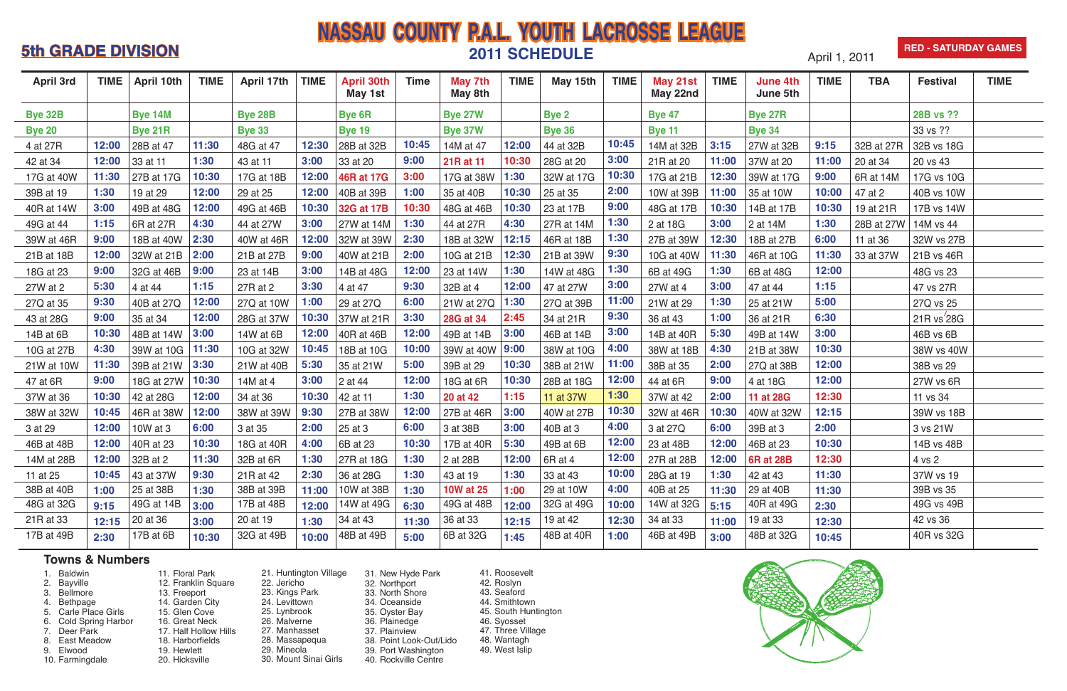# NASSAU COUNTY P.A.L. YOUTH LACROSSE LEAGUE

## 5th GRADE DIVISION

## 2011 SCHEDULE

April 1, 2011

**RED - SATURDAY GAMES**

| April 3rd | TIME | April 10th | TIME | April 17th | TIME | April 30th May 1st | Time | May 7th May 8th | TIME | May 15th | TIME | May 21st May 22nd | TIME | June 4th June 5th | TIME | TBA | Festival | TIME |
|---|---|---|---|---|---|---|---|---|---|---|---|---|---|---|---|---|---|---|
| Bye 32B | | Bye 14M | | Bye 28B | | Bye 6R | | Bye 27W | | Bye 2 | | Bye 47 | | Bye 27R | | | 28B vs ?? | |
| Bye 20 | | Bye 21R | | Bye 33 | | Bye 19 | | Bye 37W | | Bye 36 | | Bye 11 | | Bye 34 | | | 33 vs ?? | |
| 4 at 27R | 12:00 | 28B at 47 | 11:30 | 48G at 47 | 12:30 | 28B at 32B | 10:45 | 14M at 47 | 12:00 | 44 at 32B | 10:45 | 14M at 32B | 3:15 | 27W at 32B | 9:15 | 32B at 27R | 32B vs 18G | |
| 42 at 34 | 12:00 | 33 at 11 | 1:30 | 43 at 11 | 3:00 | 33 at 20 | 9:00 | 21R at 11 | 10:30 | 28G at 20 | 3:00 | 21R at 20 | 11:00 | 37W at 20 | 11:00 | 20 at 34 | 20 vs 43 | |
| 17G at 40W | 11:30 | 27B at 17G | 10:30 | 17G at 18B | 12:00 | 46R at 17G | 3:00 | 17G at 38W | 1:30 | 32W at 17G | 10:30 | 17G at 21B | 12:30 | 39W at 17G | 9:00 | 6R at 14M | 17G vs 10G | |
| 39B at 19 | 1:30 | 19 at 29 | 12:00 | 29 at 25 | 12:00 | 40B at 39B | 1:00 | 35 at 40B | 10:30 | 25 at 35 | 2:00 | 10W at 39B | 11:00 | 35 at 10W | 10:00 | 47 at 2 | 40B vs 10W | |
| 40R at 14W | 3:00 | 49B at 48G | 12:00 | 49G at 46B | 10:30 | 32G at 17B | 10:30 | 48G at 46B | 10:30 | 23 at 17B | 9:00 | 48G at 17B | 10:30 | 14B at 17B | 10:30 | 19 at 21R | 17B vs 14W | |
| 49G at 44 | 1:15 | 6R at 27R | 4:30 | 44 at 27W | 3:00 | 27W at 14M | 1:30 | 44 at 27R | 4:30 | 27R at 44 | 1:30 | 2 at 18G | 3:00 | 2 at 14M | 1:30 | 28B at 27W | 14M vs 44 | |
| 39W at 46R | 9:00 | 18B at 40W | 2:30 | 40W at 46R | 12:00 | 32W at 39W | 2:30 | 18B at 32W | 12:15 | 46R at 18B | 1:30 | 27B at 39W | 12:30 | 18B at 27B | 6:00 | 11 at 36 | 32W vs 27B | |
| 21B at 18B | 12:00 | 32W at 21B | 2:00 | 21B at 27B | 9:00 | 40W at 21B | 2:00 | 10G at 21B | 12:30 | 21B at 39W | 9:30 | 10G at 40W | 11:30 | 46R at 10G | 11:30 | 33 at 37W | 21B vs 46R | |
| 18G at 23 | 9:00 | 32G at 46B | 9:00 | 23 at 14B | 3:00 | 14B at 48G | 12:00 | 23 at 14W | 1:30 | 14W at 48G | 1:30 | 6B at 49G | 1:30 | 6B at 48G | 12:00 | | 48G vs 23 | |
| 27W at 2 | 5:30 | 4 at 44 | 1:15 | 27R at 2 | 3:30 | 4 at 47 | 9:30 | 32B at 4 | 12:00 | 47 at 27W | 3:00 | 27W at 4 | 3:00 | 47 at 44 | 1:15 | | 47 vs 27R | |
| 27Q at 35 | 9:30 | 40B at 27Q | 12:00 | 27Q at 10W | 1:00 | 29 at 27Q | 6:00 | 21W at 27Q | 1:30 | 27Q at 39B | 11:00 | 21W at 29 | 1:30 | 25 at 21W | 5:00 | | 27Q vs 25 | |
| 43 at 28G | 9:00 | 35 at 34 | 12:00 | 28G at 37W | 10:30 | 37W at 21R | 3:30 | 28G at 34 | 2:45 | 34 at 21R | 9:30 | 36 at 43 | 1:00 | 36 at 21R | 6:30 | | 21R vs 28G | |
| 14B at 6B | 10:30 | 48B at 14W | 3:00 | 14W at 6B | 12:00 | 40R at 46B | 12:00 | 49B at 14B | 3:00 | 46B at 14B | 3:00 | 14B at 40R | 5:30 | 49B at 14W | 3:00 | | 46B vs 6B | |
| 10G at 27B | 4:30 | 39W at 10G | 11:30 | 10G at 32W | 10:45 | 18B at 10G | 10:00 | 39W at 40W | 9:00 | 38W at 10G | 4:00 | 38W at 18B | 4:30 | 21B at 38W | 10:30 | | 38W vs 40W | |
| 21W at 10W | 11:30 | 39B at 21W | 3:30 | 21W at 40B | 5:30 | 35 at 21W | 5:00 | 39B at 29 | 10:30 | 38B at 21W | 11:00 | 38B at 35 | 2:00 | 27Q at 38B | 12:00 | | 38B vs 29 | |
| 47 at 6R | 9:00 | 18G at 27W | 10:30 | 14M at 4 | 3:00 | 2 at 44 | 12:00 | 18G at 6R | 10:30 | 28B at 18G | 12:00 | 44 at 6R | 9:00 | 4 at 18G | 12:00 | | 27W vs 6R | |
| 37W at 36 | 10:30 | 42 at 28G | 12:00 | 34 at 36 | 10:30 | 42 at 11 | 1:30 | 20 at 42 | 1:15 | 11 at 37W | 1:30 | 37W at 42 | 2:00 | 11 at 28G | 12:30 | | 11 vs 34 | |
| 38W at 32W | 10:45 | 46R at 38W | 12:00 | 38W at 39W | 9:30 | 27B at 38W | 12:00 | 27B at 46R | 3:00 | 40W at 27B | 10:30 | 32W at 46R | 10:30 | 40W at 32W | 12:15 | | 39W vs 18B | |
| 3 at 29 | 12:00 | 10W at 3 | 6:00 | 3 at 35 | 2:00 | 25 at 3 | 6:00 | 3 at 38B | 3:00 | 40B at 3 | 4:00 | 3 at 27Q | 6:00 | 39B at 3 | 2:00 | | 3 vs 21W | |
| 46B at 48B | 12:00 | 40R at 23 | 10:30 | 18G at 40R | 4:00 | 6B at 23 | 10:30 | 17B at 40R | 5:30 | 49B at 6B | 12:00 | 23 at 48B | 12:00 | 46B at 23 | 10:30 | | 14B vs 48B | |
| 14M at 28B | 12:00 | 32B at 2 | 11:30 | 32B at 6R | 1:30 | 27R at 18G | 1:30 | 2 at 28B | 12:00 | 6R at 4 | 12:00 | 27R at 28B | 12:00 | 6R at 28B | 12:30 | | 4 vs 2 | |
| 11 at 25 | 10:45 | 43 at 37W | 9:30 | 21R at 42 | 2:30 | 36 at 28G | 1:30 | 43 at 19 | 1:30 | 33 at 43 | 10:00 | 28G at 19 | 1:30 | 42 at 43 | 11:30 | | 37W vs 19 | |
| 38B at 40B | 1:00 | 25 at 38B | 1:30 | 38B at 39B | 11:00 | 10W at 38B | 1:30 | 10W at 25 | 1:00 | 29 at 10W | 4:00 | 40B at 25 | 11:30 | 29 at 40B | 11:30 | | 39B vs 35 | |
| 48G at 32G | 9:15 | 49G at 14B | 3:00 | 17B at 48B | 12:00 | 14W at 49G | 6:30 | 49G at 48B | 12:00 | 32G at 49G | 10:00 | 14W at 32G | 5:15 | 40R at 49G | 2:30 | | 49G vs 49B | |
| 21R at 33 | 12:15 | 20 at 36 | 3:00 | 20 at 19 | 1:30 | 34 at 43 | 11:30 | 36 at 33 | 12:15 | 19 at 42 | 12:30 | 34 at 33 | 11:00 | 19 at 33 | 12:30 | | 42 vs 36 | |
| 17B at 49B | 2:30 | 17B at 6B | 10:30 | 32G at 49B | 10:00 | 48B at 49B | 5:00 | 6B at 32G | 1:45 | 48B at 40R | 1:00 | 46B at 49B | 3:00 | 48B at 32G | 10:45 | | 40R vs 32G | |

### Towns & Numbers

1. Baldwin
2. Bayville
3. Bellmore
4. Bethpage
5. Carle Place Girls
6. Cold Spring Harbor
7. Deer Park
8. East Meadow
9. Elwood
10. Farmingdale
11. Floral Park
12. Franklin Square
13. Freeport
14. Garden City
15. Glen Cove
16. Great Neck
17. Half Hollow Hills
18. Harborfields
19. Hewlett
20. Hicksville
21. Huntington Village
22. Jericho
23. Kings Park
24. Levittown
25. Lynbrook
26. Malverne
27. Manhasset
28. Massapequa
29. Mineola
30. Mount Sinai Girls
31. New Hyde Park
32. Northport
33. North Shore
34. Oceanside
35. Oyster Bay
36. Plainedge
37. Plainview
38. Point Look-Out/Lido
39. Port Washington
40. Rockville Centre
41. Roosevelt
42. Roslyn
43. Seaford
44. Smithtown
45. South Huntington
46. Syosset
47. Three Village
48. Wantagh
49. West Islip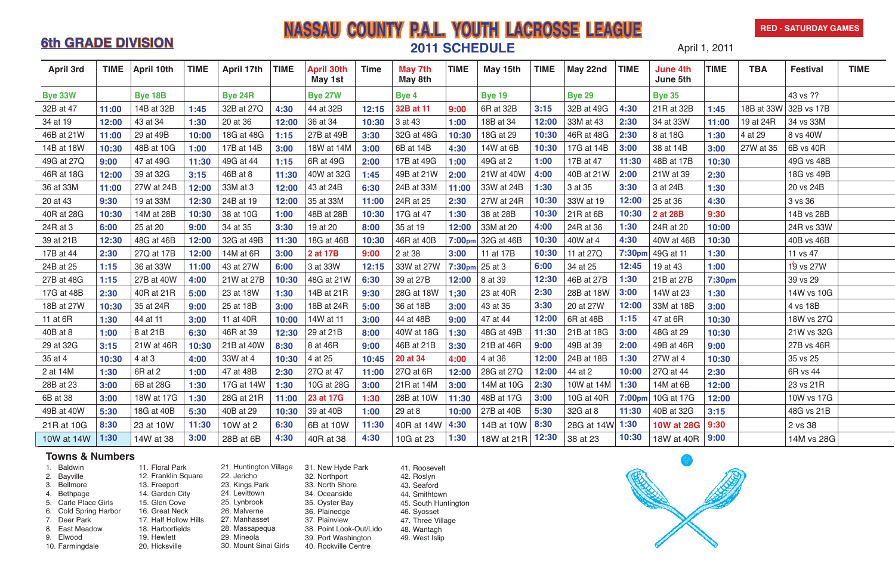# NASSAU COUNTY P.A.L. YOUTH LACROSSE LEAGUE

## 2011 SCHEDULE

**6th GRADE DIVISION**

**RED - SATURDAY GAMES**

April 1, 2011

| April 3rd | TIME | April 10th | TIME | April 17th | TIME | April 30th May 1st | Time | May 7th May 8th | TIME | May 15th | TIME | May 22nd | TIME | June 4th June 5th | TIME | TBA | Festival | TIME |
|---|---|---|---|---|---|---|---|---|---|---|---|---|---|---|---|---|---|---|
| Bye 33W | | Bye 18B | | Bye 24R | | Bye 27W | | Bye 4 | | Bye 19 | | Bye 29 | | Bye 35 | | | 43 vs ?? | |
| 32B at 47 | 11:00 | 14B at 32B | 1:45 | 32B at 27Q | 4:30 | 44 at 32B | 12:15 | 32B at 11 | 9:00 | 6R at 32B | 3:15 | 32B at 49G | 4:30 | 21R at 32B | 1:45 | 18B at 33W | 32B vs 17B | |
| 34 at 19 | 12:00 | 43 at 34 | 1:30 | 20 at 36 | 12:00 | 36 at 34 | 10:30 | 3 at 43 | 1:00 | 18B at 34 | 12:00 | 33M at 43 | 2:30 | 34 at 33W | 11:00 | 19 at 24R | 34 vs 33M | |
| 46B at 21W | 11:00 | 29 at 49B | 10:00 | 18G at 48G | 1:15 | 27B at 49B | 3:30 | 32G at 48G | 10:30 | 18G at 29 | 10:30 | 46R at 48G | 2:30 | 8 at 18G | 1:30 | 4 at 29 | 8 vs 40W | |
| 14B at 18W | 10:30 | 48B at 10G | 1:00 | 17B at 14B | 3:00 | 18W at 14M | 3:00 | 6B at 14B | 4:30 | 14W at 6B | 10:30 | 17G at 14B | 3:00 | 38 at 14B | 3:00 | 27W at 35 | 6B vs 40R | |
| 49G at 27Q | 9:00 | 47 at 49G | 11:30 | 49G at 44 | 1:15 | 6R at 49G | 2:00 | 17B at 49G | 1:00 | 49G at 2 | 1:00 | 17B at 47 | 11:30 | 48B at 17B | 10:30 | | 49G vs 48B | |
| 46R at 18G | 12:00 | 39 at 32G | 3:15 | 46B at 8 | 11:30 | 40W at 32G | 1:45 | 49B at 21W | 2:00 | 21W at 40W | 4:00 | 40B at 21W | 2:00 | 21W at 39 | 2:30 | | 18G vs 49B | |
| 36 at 33M | 11:00 | 27W at 24B | 12:00 | 33M at 3 | 12:00 | 43 at 24B | 6:30 | 24B at 33M | 11:00 | 33W at 24B | 1:30 | 3 at 35 | 3:30 | 3 at 24B | 1:30 | | 20 vs 24B | |
| 20 at 43 | 9:30 | 19 at 33M | 12:30 | 24B at 19 | 12:00 | 35 at 33M | 11:00 | 24R at 25 | 2:30 | 27W at 24R | 10:30 | 33W at 19 | 12:00 | 25 at 36 | 4:30 | | 3 vs 36 | |
| 40R at 28G | 10:30 | 14M at 28B | 10:30 | 38 at 10G | 1:00 | 48B at 28B | 10:30 | 17G at 47 | 1:30 | 38 at 28B | 10:30 | 21R at 6B | 10:30 | 2 at 28B | 9:30 | | 14B vs 28B | |
| 24R at 3 | 6:00 | 25 at 20 | 9:00 | 34 at 35 | 3:30 | 19 at 20 | 8:00 | 35 at 19 | 12:00 | 33M at 20 | 4:00 | 24R at 36 | 1:30 | 24R at 20 | 10:00 | | 24R vs 33W | |
| 39 at 21B | 12:30 | 48G at 46B | 12:00 | 32G at 49B | 11:30 | 18G at 46B | 10:30 | 46R at 40B | 7:00pm | 32G at 46B | 10:30 | 40W at 4 | 4:30 | 40W at 46B | 10:30 | | 40B vs 46B | |
| 17B at 44 | 2:30 | 27Q at 17B | 12:00 | 14M at 6R | 3:00 | 2 at 17B | 9:00 | 2 at 38 | 3:00 | 11 at 17B | 10:30 | 11 at 27Q | 7:30pm | 49G at 11 | 1:30 | | 11 vs 47 | |
| 24B at 25 | 1:15 | 36 at 33W | 11:00 | 43 at 27W | 6:00 | 3 at 33W | 12:15 | 33W at 27W | 7:30pm | 25 at 3 | 6:00 | 34 at 25 | 12:45 | 19 at 43 | 1:00 | | 19 vs 27W | |
| 27B at 48G | 1:15 | 27B at 40W | 4:00 | 21W at 27B | 10:30 | 48G at 21W | 6:30 | 39 at 27B | 12:00 | 8 at 39 | 12:30 | 46B at 27B | 1:30 | 21B at 27B | 7:30pm | | 39 vs 29 | |
| 17G at 48B | 2:30 | 40R at 21R | 5:00 | 23 at 18W | 1:30 | 14B at 21R | 9:30 | 28G at 18W | 1;30 | 23 at 40R | 2:30 | 28B at 18W | 3:00 | 14W at 23 | 1:30 | | 14W vs 10G | |
| 18B at 27W | 10:30 | 35 at 24R | 9:00 | 25 at 18B | 3:00 | 18B at 24R | 5:00 | 36 at 18B | 3:00 | 43 at 35 | 3:30 | 20 at 27W | 12:00 | 33M at 18B | 3:00 | | 4 vs 18B | |
| 11 at 6R | 1:30 | 44 at 11 | 3:00 | 11 at 40R | 10:00 | 14W at 11 | 3:00 | 44 at 48B | 9:00 | 47 at 44 | 12:00 | 6R at 48B | 1:15 | 47 at 6R | 10:30 | | 18W vs 27Q | |
| 40B at 8 | 1:00 | 8 at 21B | 6:30 | 46R at 39 | 12:30 | 29 at 21B | 8:00 | 40W at 18G | 1:30 | 48G at 49B | 11:30 | 21B at 18G | 3:00 | 48G at 29 | 10:30 | | 21W vs 32G | |
| 29 at 32G | 3:15 | 21W at 46R | 10:30 | 21B at 40W | 8:30 | 8 at 46R | 9:00 | 46B at 21B | 3:30 | 21B at 46R | 9:00 | 49B at 39 | 2:00 | 49B at 46R | 9:00 | | 27B vs 46R | |
| 35 at 4 | 10:30 | 4 at 3 | 4:00 | 33W at 4 | 10:30 | 4 at 25 | 10:45 | 20 at 34 | 4:00 | 4 at 36 | 12:00 | 24B at 18B | 1:30 | 27W at 4 | 10:30 | | 35 vs 25 | |
| 2 at 14M | 1:30 | 6R at 2 | 1:00 | 47 at 48B | 2:30 | 27Q at 47 | 11:00 | 27Q at 6R | 12:00 | 28G at 27Q | 12:00 | 44 at 2 | 10:00 | 27Q at 44 | 2:30 | | 6R vs 44 | |
| 28B at 23 | 3:00 | 6B at 28G | 1:30 | 17G at 14W | 1:30 | 10G at 28G | 3:00 | 21R at 14M | 3:00 | 14M at 10G | 2:30 | 10W at 14M | 1:30 | 14M at 6B | 12:00 | | 23 vs 21R | |
| 6B at 38 | 3:00 | 18W at 17G | 1:30 | 28G at 21R | 11:00 | 23 at 17G | 1:30 | 28B at 10W | 11:30 | 48B at 17G | 3:00 | 10G at 40R | 7:00pm | 10G at 17G | 12:00 | | 10W vs 17G | |
| 49B at 40W | 5:30 | 18G at 40B | 5:30 | 40B at 29 | 10:30 | 39 at 40B | 1:00 | 29 at 8 | 10:00 | 27B at 40B | 5:30 | 32G at 8 | 11:30 | 40B at 32G | 3:15 | | 48G vs 21B | |
| 21R at 10G | 8:30 | 23 at 10W | 11:30 | 10W at 2 | 6:30 | 6B at 10W | 11:30 | 40R at 14W | 4:30 | 14B at 10W | 8:30 | 28G at 14W | 1:30 | 10W at 28G | 9:30 | | 2 vs 38 | |
| 10W at 14W | 1:30 | 14W at 38 | 3:00 | 28B at 6B | 4:30 | 40R at 38 | 4:30 | 10G at 23 | 1:30 | 18W at 21R | 12:30 | 38 at 23 | 10:30 | 18W at 40R | 9:00 | | 14M vs 28G | |

### Towns & Numbers

1. Baldwin
2. Bayville
3. Bellmore
4. Bethpage
5. Carle Place Girls
6. Cold Spring Harbor
7. Deer Park
8. East Meadow
9. Elwood
10. Farmingdale
11. Floral Park
12. Franklin Square
13. Freeport
14. Garden City
15. Glen Cove
16. Great Neck
17. Half Hollow Hills
18. Harborfields
19. Hewlett
20. Hicksville
21. Huntington Village
22. Jericho
23. Kings Park
24. Levittown
25. Lynbrook
26. Malverne
27. Manhasset
28. Massapequa
29. Mineola
30. Mount Sinai Girls
31. New Hyde Park
32. Northport
33. North Shore
34. Oceanside
35. Oyster Bay
36. Plainedge
37. Plainview
38. Point Look-Out/Lido
39. Port Washington
40. Rockville Centre
41. Roosevelt
42. Roslyn
43. Seaford
44. Smithtown
45. South Huntington
46. Syosset
47. Three Village
48. Wantagh
49. West Islip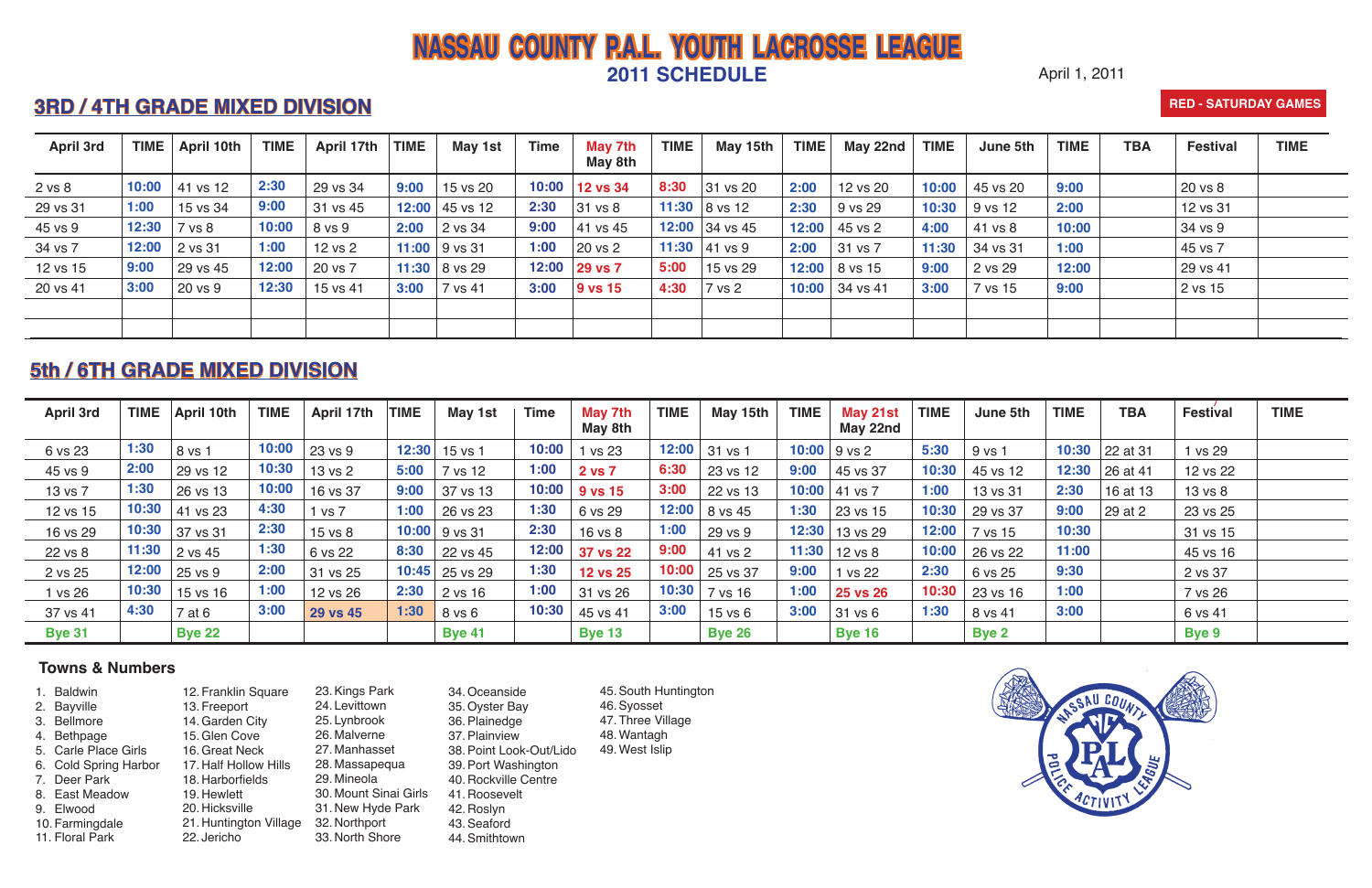# NASSAU COUNTY P.A.L. YOUTH LACROSSE LEAGUE

## 2011 SCHEDULE

April 1, 2011

## 3RD / 4TH GRADE MIXED DIVISION

RED - SATURDAY GAMES

| April 3rd | TIME | April 10th | TIME | April 17th | TIME | May 1st | Time | May 7th May 8th | TIME | May 15th | TIME | May 22nd | TIME | June 5th | TIME | TBA | Festival | TIME |
|---|---|---|---|---|---|---|---|---|---|---|---|---|---|---|---|---|---|---|
| 2 vs 8 | 10:00 | 41 vs 12 | 2:30 | 29 vs 34 | 9:00 | 15 vs 20 | 10:00 | 12 vs 34 | 8:30 | 31 vs 20 | 2:00 | 12 vs 20 | 10:00 | 45 vs 20 | 9:00 | | 20 vs 8 | |
| 29 vs 31 | 1:00 | 15 vs 34 | 9:00 | 31 vs 45 | 12:00 | 45 vs 12 | 2:30 | 31 vs 8 | 11:30 | 8 vs 12 | 2:30 | 9 vs 29 | 10:30 | 9 vs 12 | 2:00 | | 12 vs 31 | |
| 45 vs 9 | 12:30 | 7 vs 8 | 10:00 | 8 vs 9 | 2:00 | 2 vs 34 | 9:00 | 41 vs 45 | 12:00 | 34 vs 45 | 12:00 | 45 vs 2 | 4:00 | 41 vs 8 | 10:00 | | 34 vs 9 | |
| 34 vs 7 | 12:00 | 2 vs 31 | 1:00 | 12 vs 2 | 11:00 | 9 vs 31 | 1:00 | 20 vs 2 | 11:30 | 41 vs 9 | 2:00 | 31 vs 7 | 11:30 | 34 vs 31 | 1:00 | | 45 vs 7 | |
| 12 vs 15 | 9:00 | 29 vs 45 | 12:00 | 20 vs 7 | 11:30 | 8 vs 29 | 12:00 | 29 vs 7 | 5:00 | 15 vs 29 | 12:00 | 8 vs 15 | 9:00 | 2 vs 29 | 12:00 | | 29 vs 41 | |
| 20 vs 41 | 3:00 | 20 vs 9 | 12:30 | 15 vs 41 | 3:00 | 7 vs 41 | 3:00 | 9 vs 15 | 4:30 | 7 vs 2 | 10:00 | 34 vs 41 | 3:00 | 7 vs 15 | 9:00 | | 2 vs 15 | |
| | | | | | | | | | | | | | | | | | | |
| | | | | | | | | | | | | | | | | | | |

## 5th / 6TH GRADE MIXED DIVISION

| April 3rd | TIME | April 10th | TIME | April 17th | TIME | May 1st | Time | May 7th May 8th | TIME | May 15th | TIME | May 21st May 22nd | TIME | June 5th | TIME | TBA | Festival | TIME |
|---|---|---|---|---|---|---|---|---|---|---|---|---|---|---|---|---|---|---|
| 6 vs 23 | 1:30 | 8 vs 1 | 10:00 | 23 vs 9 | 12:30 | 15 vs 1 | 10:00 | 1 vs 23 | 12:00 | 31 vs 1 | 10:00 | 9 vs 2 | 5:30 | 9 vs 1 | 10:30 | 22 at 31 | 1 vs 29 | |
| 45 vs 9 | 2:00 | 29 vs 12 | 10:30 | 13 vs 2 | 5:00 | 7 vs 12 | 1:00 | 2 vs 7 | 6:30 | 23 vs 12 | 9:00 | 45 vs 37 | 10:30 | 45 vs 12 | 12:30 | 26 at 41 | 12 vs 22 | |
| 13 vs 7 | 1:30 | 26 vs 13 | 10:00 | 16 vs 37 | 9:00 | 37 vs 13 | 10:00 | 9 vs 15 | 3:00 | 22 vs 13 | 10:00 | 41 vs 7 | 1:00 | 13 vs 31 | 2:30 | 16 at 13 | 13 vs 8 | |
| 12 vs 15 | 10:30 | 41 vs 23 | 4:30 | 1 vs 7 | 1:00 | 26 vs 23 | 1:30 | 6 vs 29 | 12:00 | 8 vs 45 | 1:30 | 23 vs 15 | 10:30 | 29 vs 37 | 9:00 | 29 at 2 | 23 vs 25 | |
| 16 vs 29 | 10:30 | 37 vs 31 | 2:30 | 15 vs 8 | 10:00 | 9 vs 31 | 2:30 | 16 vs 8 | 1:00 | 29 vs 9 | 12:30 | 13 vs 29 | 12:00 | 7 vs 15 | 10:30 | | 31 vs 15 | |
| 22 vs 8 | 11:30 | 2 vs 45 | 1:30 | 6 vs 22 | 8:30 | 22 vs 45 | 12:00 | 37 vs 22 | 9:00 | 41 vs 2 | 11:30 | 12 vs 8 | 10:00 | 26 vs 22 | 11:00 | | 45 vs 16 | |
| 2 vs 25 | 12:00 | 25 vs 9 | 2:00 | 31 vs 25 | 10:45 | 25 vs 29 | 1:30 | 12 vs 25 | 10:00 | 25 vs 37 | 9:00 | 1 vs 22 | 2:30 | 6 vs 25 | 9:30 | | 2 vs 37 | |
| 1 vs 26 | 10:30 | 15 vs 16 | 1:00 | 12 vs 26 | 2:30 | 2 vs 16 | 1:00 | 31 vs 26 | 10:30 | 7 vs 16 | 1:00 | 25 vs 26 | 10:30 | 23 vs 16 | 1:00 | | 7 vs 26 | |
| 37 vs 41 | 4:30 | 7 at 6 | 3:00 | 29 vs 45 | 1:30 | 8 vs 6 | 10:30 | 45 vs 41 | 3:00 | 15 vs 6 | 3:00 | 31 vs 6 | 1:30 | 8 vs 41 | 3:00 | | 6 vs 41 | |
| Bye 31 | | Bye 22 | | | | Bye 41 | | Bye 13 | | Bye 26 | | Bye 16 | | Bye 2 | | | Bye 9 | |

### Towns & Numbers

1. Baldwin
2. Bayville
3. Bellmore
4. Bethpage
5. Carle Place Girls
6. Cold Spring Harbor
7. Deer Park
8. East Meadow
9. Elwood
10. Farmingdale
11. Floral Park
12. Franklin Square
13. Freeport
14. Garden City
15. Glen Cove
16. Great Neck
17. Half Hollow Hills
18. Harborfields
19. Hewlett
20. Hicksville
21. Huntington Village
22. Jericho
23. Kings Park
24. Levittown
25. Lynbrook
26. Malverne
27. Manhasset
28. Massapequa
29. Mineola
30. Mount Sinai Girls
31. New Hyde Park
32. Northport
33. North Shore
34. Oceanside
35. Oyster Bay
36. Plainedge
37. Plainview
38. Point Look-Out/Lido
39. Port Washington
40. Rockville Centre
41. Roosevelt
42. Roslyn
43. Seaford
44. Smithtown
45. South Huntington
46. Syosset
47. Three Village
48. Wantagh
49. West Islip

NASSAU COUNTY PAL POLICE ACTIVITY LEAGUE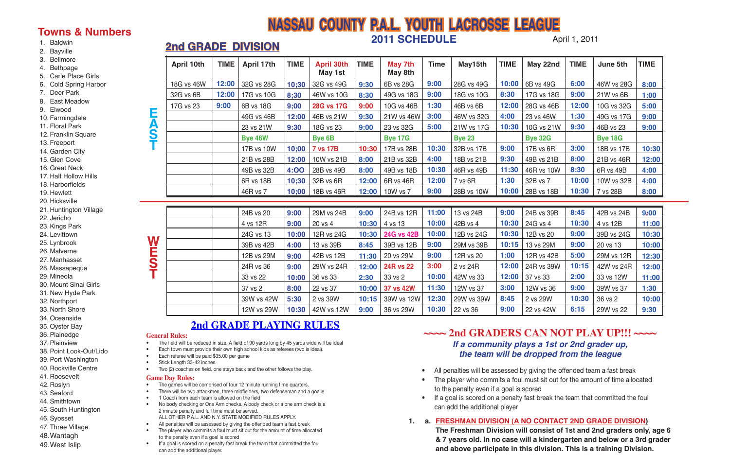# NASSAU COUNTY P.A.L. YOUTH LACROSSE LEAGUE

## 2011 SCHEDULE

April 1, 2011

## 2nd GRADE DIVISION

### Towns & Numbers

1. Baldwin
2. Bayville
3. Bellmore
4. Bethpage
5. Carle Place Girls
6. Cold Spring Harbor
7. Deer Park
8. East Meadow
9. Elwood
10. Farmingdale
11. Floral Park
12. Franklin Square
13. Freeport
14. Garden City
15. Glen Cove
16. Great Neck
17. Half Hollow Hills
18. Harborfields
19. Hewlett
20. Hicksville
21. Huntington Village
22. Jericho
23. Kings Park
24. Levittown
25. Lynbrook
26. Malverne
27. Manhasset
28. Massapequa
29. Mineola
30. Mount Sinai Girls
31. New Hyde Park
32. Northport
33. North Shore
34. Oceanside
35. Oyster Bay
36. Plainedge
37. Plainview
38. Point Look-Out/Lido
39. Port Washington
40. Rockville Centre
41. Roosevelt
42. Roslyn
43. Seaford
44. Smithtown
45. South Huntington
46. Syosset
47. Three Village
48. Wantagh
49. West Islip

### EAST

| April 10th | TIME | April 17th | TIME | April 30th May 1st | TIME | May 7th May 8th | Time | May15th | TIME | May 22nd | TIME | June 5th | TIME |
|---|---|---|---|---|---|---|---|---|---|---|---|---|---|
| 18G vs 46W | 12:00 | 32G vs 28G | 10;30 | 32G vs 49G | 9:30 | 6B vs 28G | 9:00 | 28G vs 49G | 10:00 | 6B vs 49G | 6:00 | 46W vs 28G | 8:00 |
| 32G vs 6B | 12:00 | 17G vs 10G | 8;30 | 46W vs 10G | 8:30 | 49G vs 18G | 9:00 | 18G vs 10G | 8:30 | 17G vs 18G | 9:00 | 21W vs 6B | 1:00 |
| 17G vs 23 | 9:00 | 6B vs 18G | 9;00 | **28G vs 17G** | 9:00 | 10G vs 46B | 1:30 | 46B vs 6B | 12:00 | 28G vs 46B | 12:00 | 10G vs 32G | 5:00 |
| | | 49G vs 46B | 12:00 | 46B vs 21W | 9:30 | 21W vs 46W | 3:00 | 46W vs 32G | 4:00 | 23 vs 46W | 1:30 | 49G vs 17G | 9:00 |
| | | 23 vs 21W | 9:30 | 18G vs 23 | 9:00 | 23 vs 32G | 5:00 | 21W vs 17G | 10:30 | 10G vs 21W | 9:30 | 46B vs 23 | 9:00 |
| | | **Bye 46W** | | **Bye 6B** | | **Bye 17G** | | **Bye 23** | | **Bye 32G** | | **Bye 18G** | |
| | | 17B vs 10W | 10;00 | **7 vs 17B** | 10:30 | 17B vs 28B | 10:30 | 32B vs 17B | 9:00 | 17B vs 6R | 3:00 | 18B vs 17B | 10:30 |
| | | 21B vs 28B | 12:00 | 10W vs 21B | 8:00 | 21B vs 32B | 4:00 | 18B vs 21B | 9:30 | 49B vs 21B | 8:00 | 21B vs 46R | 12:00 |
| | | 49B vs 32B | 4:OO | 28B vs 49B | 8:00 | 49B vs 18B | 10:30 | 46R vs 49B | 11:30 | 46R vs 10W | 8:30 | 6R vs 49B | 4:00 |
| | | 6R vs 18B | 10;30 | 32B vs 6R | 12:00 | 6R vs 46R | 12:00 | 7 vs 6R | 1:30 | 32B vs 7 | 10:00 | 10W vs 32B | 4:00 |
| | | 46R vs 7 | 10;00 | 18B vs 46R | 12:00 | 10W vs 7 | 9:00 | 28B vs 10W | 10:00 | 28B vs 18B | 10:30 | 7 vs 28B | 8:00 |

### WEST

| April 10th | TIME | April 17th | TIME | April 30th May 1st | TIME | May 7th May 8th | Time | May15th | TIME | May 22nd | TIME | June 5th | TIME |
|---|---|---|---|---|---|---|---|---|---|---|---|---|---|
| | | 24B vs 20 | 9:00 | 29M vs 24B | 9:00 | 24B vs 12R | 11:00 | 13 vs 24B | 9:00 | 24B vs 39B | 8:45 | 42B vs 24B | 9;00 |
| | | 4 vs 12R | 9:00 | 20 vs 4 | 10:30 | 4 vs 13 | 10:00 | 42B vs 4 | 10:30 | 24G vs 4 | 10:30 | 4 vs 12B | 11:00 |
| | | 24G vs 13 | 10:00 | 12R vs 24G | 10:30 | **24G vs 42B** | 10:00 | 12B vs 24G | 10:30 | 12B vs 20 | 9:00 | 39B vs 24G | 10:30 |
| | | 39B vs 42B | 4:00 | 13 vs 39B | 8:45 | 39B vs 12B | 9:00 | 29M vs 39B | 10:15 | 13 vs 29M | 9:00 | 20 vs 13 | 10:00 |
| | | 12B vs 29M | 9:00 | 42B vs 12B | 11:30 | 20 vs 29M | 9:00 | 12R vs 20 | 1:00 | 12R vs 42B | 5:00 | 29M vs 12R | 12:30 |
| | | 24R vs 36 | 9:00 | 29W vs 24R | 12:00 | **24R vs 22** | 3:00 | 2 vs 24R | 12:00 | 24R vs 39W | 10:15 | 42W vs 24R | 12:00 |
| | | 33 vs 22 | 10:00 | 36 vs 33 | 2:30 | 33 vs 2 | 10:00 | 42W vs 33 | 12:00 | 37 vs 33 | 2:00 | 33 vs 12W | 11:00 |
| | | 37 vs 2 | 8:00 | 22 vs 37 | 10:00 | **37 vs 42W** | 11:30 | 12W vs 37 | 3:00 | 12W vs 36 | 9:00 | 39W vs 37 | 1:30 |
| | | 39W vs 42W | 5:30 | 2 vs 39W | 10:15 | 39W vs 12W | 12:30 | 29W vs 39W | 8:45 | 2 vs 29W | 10:30 | 36 vs 2 | 10:00 |
| | | 12W vs 29W | 10:30 | 42W vs 12W | 9:00 | 36 vs 29W | 10:30 | 22 vs 36 | 9:00 | 22 vs 42W | 6:15 | 29W vs 22 | 9:30 |

## 2nd GRADE PLAYING RULES

**General Rules:**

- The field will be reduced in size. A field of 90 yards long by 45 yards wide will be ideal
- Each town must provide their own high school kids as referees (two is ideal).
- Each referee will be paid $35.00 per game
- Stick Length 33-42 inches
- Two (2) coaches on field. one stays back and the other follows the play.

**Game Day Rules:**

- The games will be comprised of four 12 minute running time quarters.
- There will be two attackmen, three midfielders, two defenseman and a goalie
- 1 Coach from each team is allowed on the field
- No body checking or One Arm checks. A body check or a one arm check is a 2 minute penalty and full time must be served.
  ALL OTHER P.A.L. AND N.Y. STATE MODIFIED RULES APPLY.
- All penalties will be assessed by giving the offended team a fast break
- The player who commits a foul must sit out for the amount of time allocated to the penalty even if a goal is scored
- If a goal is scored on a penalty fast break the team that committed the foul can add the additional player.

## ~~~~ 2nd GRADERS CAN NOT PLAY UP!!! ~~~~

***If a community plays a 1st or 2nd grader up, the team will be dropped from the league***

- All penalties will be assessed by giving the offended team a fast break
- The player who commits a foul must sit out for the amount of time allocated to the penalty even if a goal is scored
- If a goal is scored on a penalty fast break the team that committed the foul can add the additional player

1. a. **FRESHMAN DIVISION (A NO CONTACT 2ND GRADE DIVISION)**
   **The Freshman Division will consist of 1st and 2nd graders only, age 6 & 7 years old. In no case will a kindergarten and below or a 3rd grader and above participate in this division. This is a training Division.**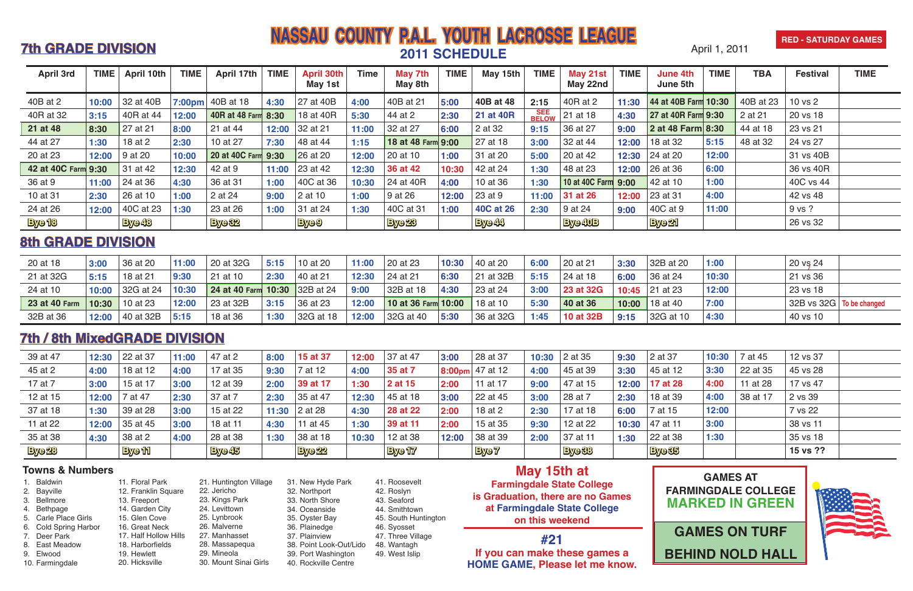# NASSAU COUNTY P.A.L. YOUTH LACROSSE LEAGUE

## 2011 SCHEDULE

April 1, 2011

**RED - SATURDAY GAMES**

## 7th GRADE DIVISION

| April 3rd | TIME | April 10th | TIME | April 17th | TIME | April 30th May 1st | Time | May 7th May 8th | TIME | May 15th | TIME | May 21st May 22nd | TIME | June 4th June 5th | TIME | TBA | Festival | TIME |
|---|---|---|---|---|---|---|---|---|---|---|---|---|---|---|---|---|---|---|
| 40B at 2 | 10:00 | 32 at 40B | 7:00pm | 40B at 18 | 4:30 | 27 at 40B | 4:00 | 40B at 21 | 5:00 | 40B at 48 | 2:15 | 40R at 2 | 11:30 | 44 at 40B Farm | 10:30 | 40B at 23 | 10 vs 2 | |
| 40R at 32 | 3:15 | 40R at 44 | 12:00 | 40R at 48 Farm | 8:30 | 18 at 40R | 5:30 | 44 at 2 | 2:30 | 21 at 40R | SEE BELOW | 21 at 18 | 4:30 | 27 at 40R Farm | 9:30 | 2 at 21 | 20 vs 18 | |
| 21 at 48 | 8:30 | 27 at 21 | 8:00 | 21 at 44 | 12:00 | 32 at 21 | 11:00 | 32 at 27 | 6:00 | 2 at 32 | 9:15 | 36 at 27 | 9:00 | 2 at 48 Farm | 8:30 | 44 at 18 | 23 vs 21 | |
| 44 at 27 | 1:30 | 18 at 2 | 2:30 | 10 at 27 | 7:30 | 48 at 44 | 1:15 | 18 at 48 Farm | 9:00 | 27 at 18 | 3:00 | 32 at 44 | 12:00 | 18 at 32 | 5:15 | 48 at 32 | 24 vs 27 | |
| 20 at 23 | 12:00 | 9 at 20 | 10:00 | 20 at 40C Farm | 9:30 | 26 at 20 | 12:00 | 20 at 10 | 1:00 | 31 at 20 | 5:00 | 20 at 42 | 12:30 | 24 at 20 | 12:00 | | 31 vs 40B | |
| 42 at 40C Farm | 9:30 | 31 at 42 | 12:30 | 42 at 9 | 11:00 | 23 at 42 | 12:30 | 36 at 42 | 10:30 | 42 at 24 | 1:30 | 48 at 23 | 12:00 | 26 at 36 | 6:00 | | 36 vs 40R | |
| 36 at 9 | 11:00 | 24 at 36 | 4:30 | 36 at 31 | 1:00 | 40C at 36 | 10:30 | 24 at 40R | 4:00 | 10 at 36 | 1:30 | 10 at 40C Farm | 9:00 | 42 at 10 | 1:00 | | 40C vs 44 | |
| 10 at 31 | 2:30 | 26 at 10 | 1:00 | 2 at 24 | 9:00 | 2 at 10 | 1:00 | 9 at 26 | 12:00 | 23 at 9 | 11:00 | 31 at 26 | 12:00 | 23 at 31 | 4:00 | | 42 vs 48 | |
| 24 at 26 | 12:00 | 40C at 23 | 1:30 | 23 at 26 | 1:00 | 31 at 24 | 1:30 | 40C at 31 | 1:00 | 40C at 26 | 2:30 | 9 at 24 | 9:00 | 40C at 9 | 11:00 | | 9 vs ? | |
| Bye 18 | | Bye 48 | | Bye 32 | | Bye 9 | | Bye 23 | | Bye 44 | | Bye 40B | | Bye 21 | | | 26 vs 32 | |

## 8th GRADE DIVISION

| April 3rd | TIME | April 10th | TIME | April 17th | TIME | April 30th May 1st | Time | May 7th May 8th | TIME | May 15th | TIME | May 21st May 22nd | TIME | June 4th June 5th | TIME | TBA | Festival | TIME |
|---|---|---|---|---|---|---|---|---|---|---|---|---|---|---|---|---|---|---|
| 20 at 18 | 3:00 | 36 at 20 | 11:00 | 20 at 32G | 5:15 | 10 at 20 | 11:00 | 20 at 23 | 10:30 | 40 at 20 | 6:00 | 20 at 21 | 3:30 | 32B at 20 | 1:00 | | 20 vs 24 | |
| 21 at 32G | 5:15 | 18 at 21 | 9:30 | 21 at 10 | 2:30 | 40 at 21 | 12:30 | 24 at 21 | 6:30 | 21 at 32B | 5:15 | 24 at 18 | 6:00 | 36 at 24 | 10:30 | | 21 vs 36 | |
| 24 at 10 | 10:00 | 32G at 24 | 10:30 | 24 at 40 Farm | 10:30 | 32B at 24 | 9:00 | 32B at 18 | 4:30 | 23 at 24 | 3:00 | 23 at 32G | 10:45 | 21 at 23 | 12:00 | | 23 vs 18 | |
| 23 at 40 Farm | 10:30 | 10 at 23 | 12:00 | 23 at 32B | 3:15 | 36 at 23 | 12:00 | 10 at 36 Farm | 10:00 | 18 at 10 | 5:30 | 40 at 36 | 10:00 | 18 at 40 | 7:00 | | 32B vs 32G | To be changed |
| 32B at 36 | 12:00 | 40 at 32B | 5:15 | 18 at 36 | 1:30 | 32G at 18 | 12:00 | 32G at 40 | 5:30 | 36 at 32G | 1:45 | 10 at 32B | 9:15 | 32G at 10 | 4:30 | | 40 vs 10 | |

## 7th / 8th MixedGRADE DIVISION

| April 3rd | TIME | April 10th | TIME | April 17th | TIME | April 30th May 1st | Time | May 7th May 8th | TIME | May 15th | TIME | May 21st May 22nd | TIME | June 4th June 5th | TIME | TBA | Festival | TIME |
|---|---|---|---|---|---|---|---|---|---|---|---|---|---|---|---|---|---|---|
| 39 at 47 | 12:30 | 22 at 37 | 11:00 | 47 at 2 | 8:00 | 15 at 37 | 12:00 | 37 at 47 | 3:00 | 28 at 37 | 10:30 | 2 at 35 | 9:30 | 2 at 37 | 10:30 | 7 at 45 | 12 vs 37 | |
| 45 at 2 | 4:00 | 18 at 12 | 4:00 | 17 at 35 | 9:30 | 7 at 12 | 4:00 | 35 at 7 | 8:00pm | 47 at 12 | 4:00 | 45 at 39 | 3:30 | 45 at 12 | 3:30 | 22 at 35 | 45 vs 28 | |
| 17 at 7 | 3:00 | 15 at 17 | 3:00 | 12 at 39 | 2:00 | 39 at 17 | 1:30 | 2 at 15 | 2:00 | 11 at 17 | 9:00 | 47 at 15 | 12:00 | 17 at 28 | 4:00 | 11 at 28 | 17 vs 47 | |
| 12 at 15 | 12:00 | 7 at 47 | 2:30 | 37 at 7 | 2:30 | 35 at 47 | 12:30 | 45 at 18 | 3:00 | 22 at 45 | 3:00 | 28 at 7 | 2:30 | 18 at 39 | 4:00 | 38 at 17 | 2 vs 39 | |
| 37 at 18 | 1:30 | 39 at 28 | 3:00 | 15 at 22 | 11:30 | 2 at 28 | 4:30 | 28 at 22 | 2:00 | 18 at 2 | 2:30 | 17 at 18 | 6:00 | 7 at 15 | 12:00 | | 7 vs 22 | |
| 11 at 22 | 12:00 | 35 at 45 | 3:00 | 18 at 11 | 4:30 | 11 at 45 | 1:30 | 39 at 11 | 2:00 | 15 at 35 | 9:30 | 12 at 22 | 10:30 | 47 at 11 | 3:00 | | 38 vs 11 | |
| 35 at 38 | 4:30 | 38 at 2 | 4:00 | 28 at 38 | 1:30 | 38 at 18 | 10:30 | 12 at 38 | 12:00 | 38 at 39 | 2:00 | 37 at 11 | 1:30 | 22 at 38 | 1:30 | | 35 vs 18 | |
| Bye 28 | | Bye 11 | | Bye 45 | | Bye 22 | | Bye 17 | | Bye 7 | | Bye 38 | | Bye 35 | | | 15 vs ?? | |

### Towns & Numbers

1. Baldwin
2. Bayville
3. Bellmore
4. Bethpage
5. Carle Place Girls
6. Cold Spring Harbor
7. Deer Park
8. East Meadow
9. Elwood
10. Farmingdale
11. Floral Park
12. Franklin Square
13. Freeport
14. Garden City
15. Glen Cove
16. Great Neck
17. Half Hollow Hills
18. Harborfields
19. Hewlett
20. Hicksville
21. Huntington Village
22. Jericho
23. Kings Park
24. Levittown
25. Lynbrook
26. Malverne
27. Manhasset
28. Massapequa
29. Mineola
30. Mount Sinai Girls
31. New Hyde Park
32. Northport
33. North Shore
34. Oceanside
35. Oyster Bay
36. Plainedge
37. Plainview
38. Point Look-Out/Lido
39. Port Washington
40. Rockville Centre
41. Roosevelt
42. Roslyn
43. Seaford
44. Smithtown
45. South Huntington
46. Syosset
47. Three Village
48. Wantagh
49. West Islip

**May 15th at Farmingdale State College is Graduation, there are no Games at Farmingdale State College on this weekend**

**#21 If you can make these games a HOME GAME, Please let me know.**

**GAMES AT FARMINGDALE COLLEGE MARKED IN GREEN**

**GAMES ON TURF BEHIND NOLD HALL**